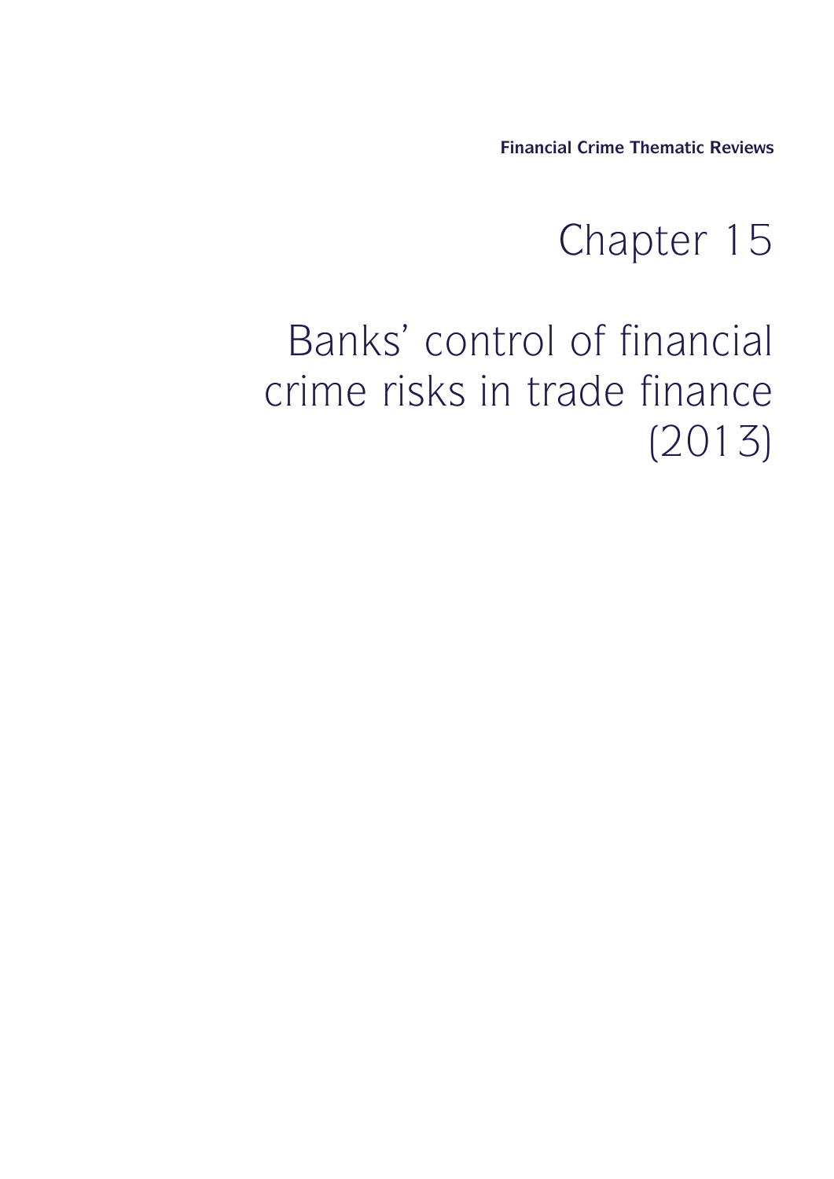**Financial Crime Thematic Reviews**

# Chapter 15

# Banks' control of financial crime risks in trade finance (2013)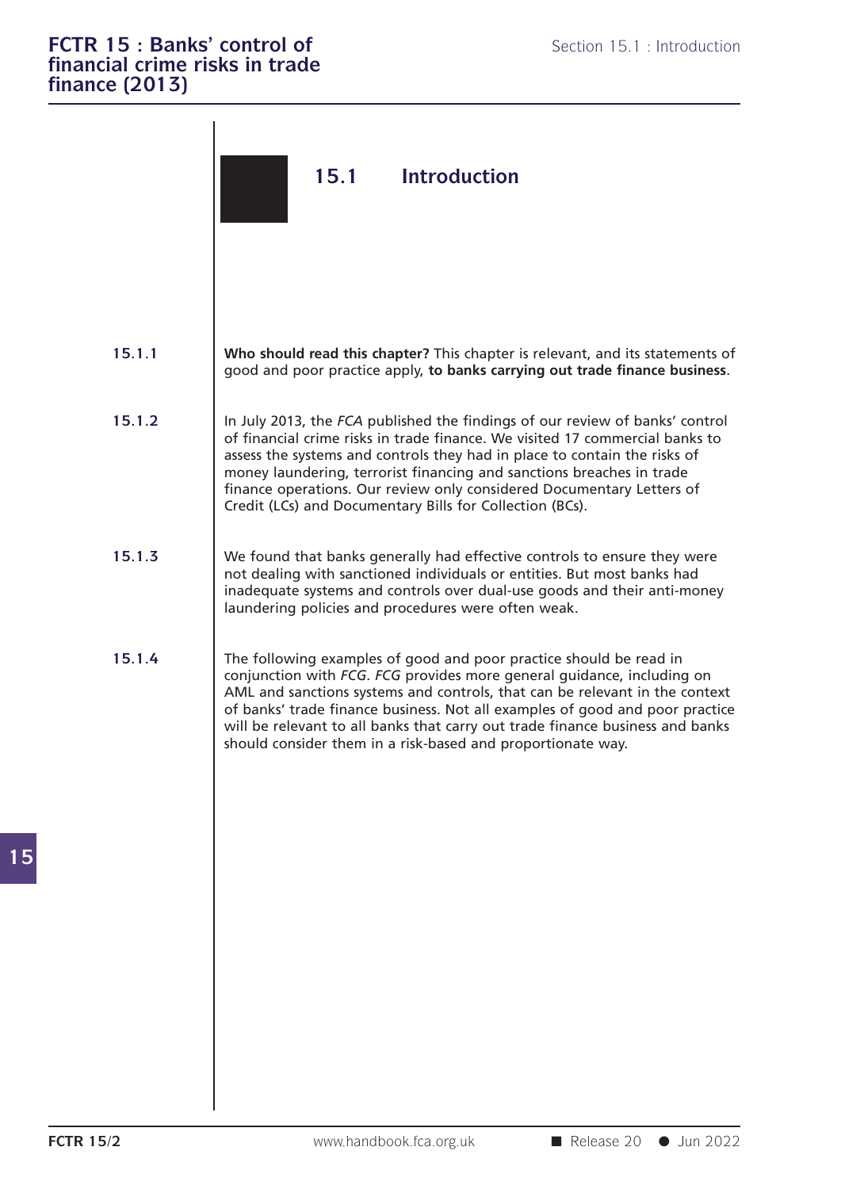## 15.1 Introduction

**15.1.1** **Who should read this chapter?** This chapter is relevant, and its statements of good and poor practice apply, **to banks carrying out trade finance business**.

**15.1.2** In July 2013, the *FCA* published the findings of our review of banks' control of financial crime risks in trade finance. We visited 17 commercial banks to assess the systems and controls they had in place to contain the risks of money laundering, terrorist financing and sanctions breaches in trade finance operations. Our review only considered Documentary Letters of Credit (LCs) and Documentary Bills for Collection (BCs).

**15.1.3** We found that banks generally had effective controls to ensure they were not dealing with sanctioned individuals or entities. But most banks had inadequate systems and controls over dual-use goods and their anti-money laundering policies and procedures were often weak.

**15.1.4** The following examples of good and poor practice should be read in conjunction with *FCG*. *FCG* provides more general guidance, including on AML and sanctions systems and controls, that can be relevant in the context of banks' trade finance business. Not all examples of good and poor practice will be relevant to all banks that carry out trade finance business and banks should consider them in a risk-based and proportionate way.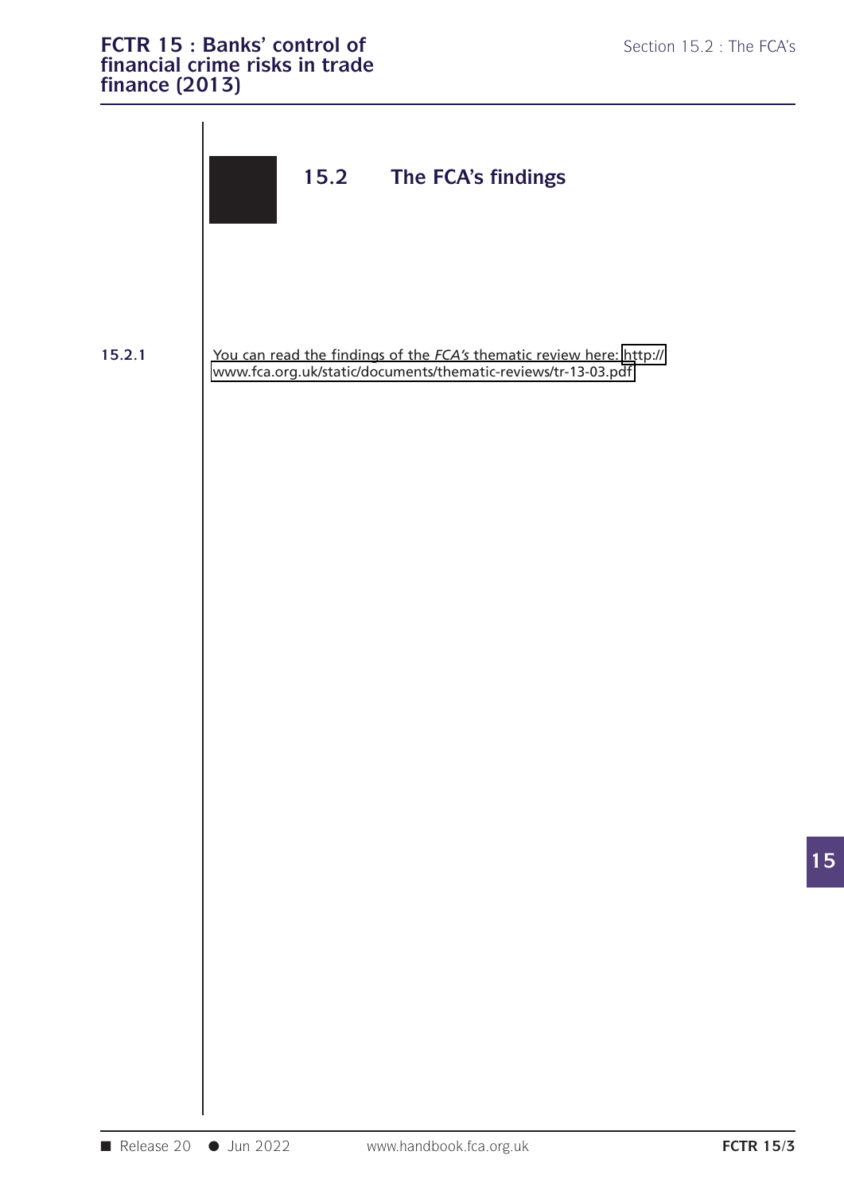## 15.2 The FCA's findings

**15.2.1** You can read the findings of the *FCA's* thematic review here: http://www.fca.org.uk/static/documents/thematic-reviews/tr-13-03.pdf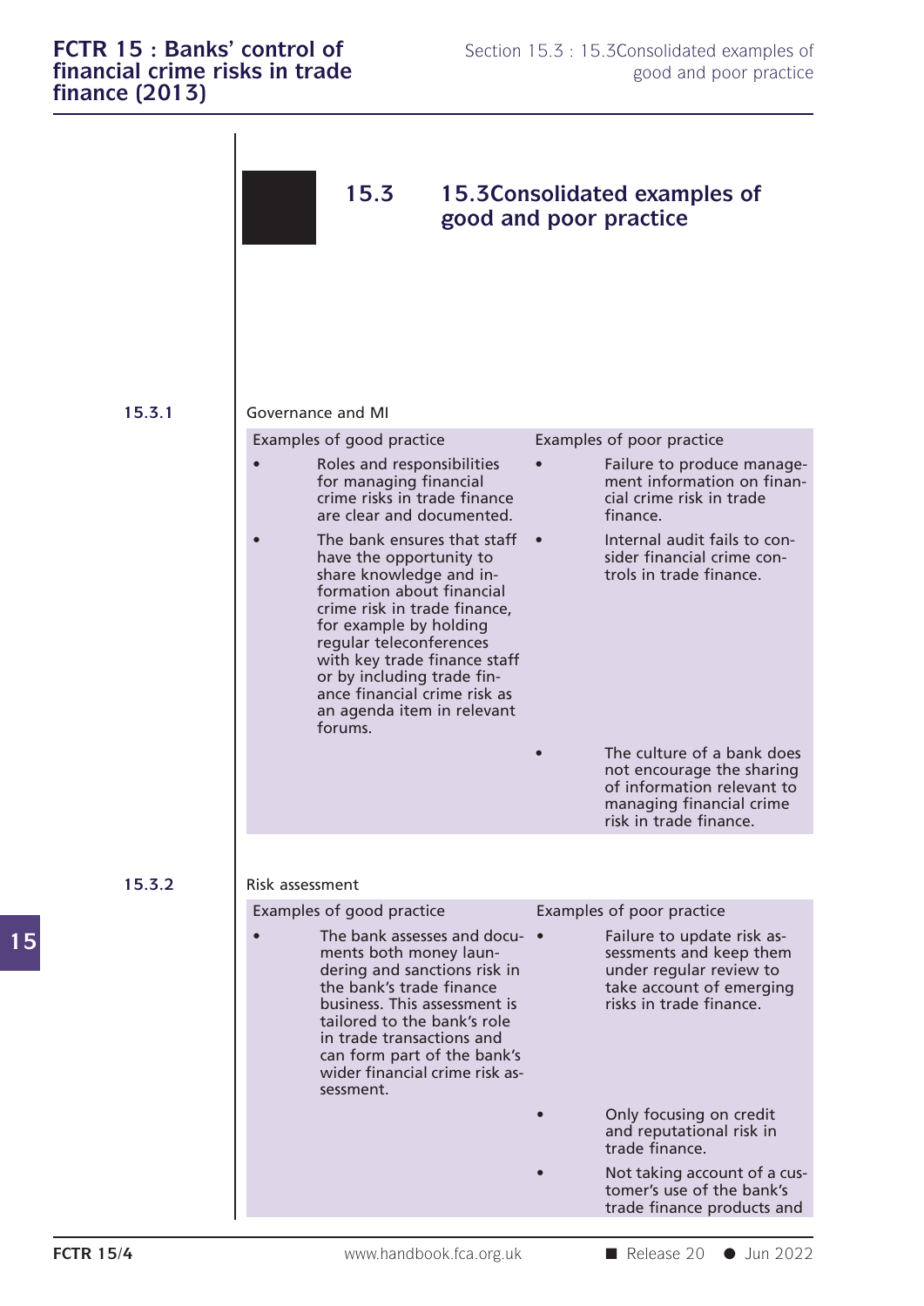## 15.3 15.3Consolidated examples of good and poor practice

**15.3.1** Governance and MI

| Examples of good practice | Examples of poor practice |
| --- | --- |
| • Roles and responsibilities for managing financial crime risks in trade finance are clear and documented. | • Failure to produce management information on financial crime risk in trade finance. |
| • The bank ensures that staff have the opportunity to share knowledge and information about financial crime risk in trade finance, for example by holding regular teleconferences with key trade finance staff or by including trade finance financial crime risk as an agenda item in relevant forums. | • Internal audit fails to consider financial crime controls in trade finance. |
| | • The culture of a bank does not encourage the sharing of information relevant to managing financial crime risk in trade finance. |

**15.3.2** Risk assessment

| Examples of good practice | Examples of poor practice |
| --- | --- |
| • The bank assesses and documents both money laundering and sanctions risk in the bank's trade finance business. This assessment is tailored to the bank's role in trade transactions and can form part of the bank's wider financial crime risk assessment. | • Failure to update risk assessments and keep them under regular review to take account of emerging risks in trade finance. |
| | • Only focusing on credit and reputational risk in trade finance. |
| | • Not taking account of a customer's use of the bank's trade finance products and |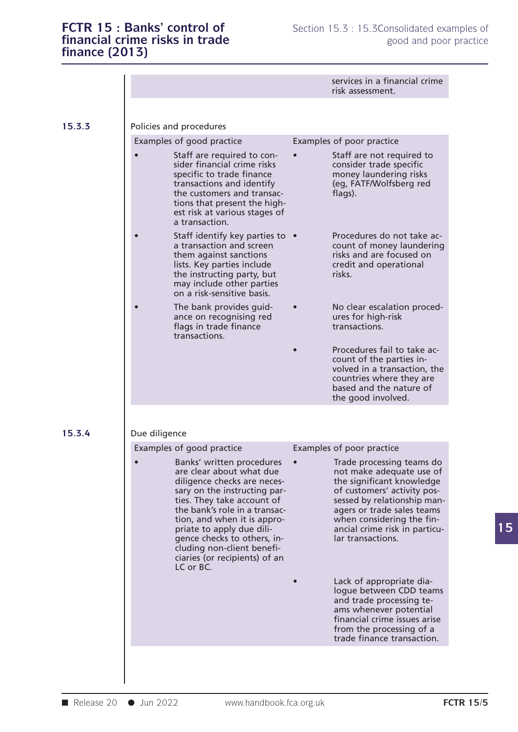| | |
|---|---|
| | services in a financial crime risk assessment. |

**15.3.3** Policies and procedures

| Examples of good practice | Examples of poor practice |
|---|---|
| • Staff are required to consider financial crime risks specific to trade finance transactions and identify the customers and transactions that present the highest risk at various stages of a transaction. | • Staff are not required to consider trade specific money laundering risks (eg, FATF/Wolfsberg red flags). |
| • Staff identify key parties to a transaction and screen them against sanctions lists. Key parties include the instructing party, but may include other parties on a risk-sensitive basis. | • Procedures do not take account of money laundering risks and are focused on credit and operational risks. |
| • The bank provides guidance on recognising red flags in trade finance transactions. | • No clear escalation procedures for high-risk transactions. |
| | • Procedures fail to take account of the parties involved in a transaction, the countries where they are based and the nature of the good involved. |

**15.3.4** Due diligence

| Examples of good practice | Examples of poor practice |
|---|---|
| • Banks' written procedures are clear about what due diligence checks are necessary on the instructing parties. They take account of the bank's role in a transaction, and when it is appropriate to apply due diligence checks to others, including non-client beneficiaries (or recipients) of an LC or BC. | • Trade processing teams do not make adequate use of the significant knowledge of customers' activity possessed by relationship managers or trade sales teams when considering the financial crime risk in particular transactions. |
| | • Lack of appropriate dialogue between CDD teams and trade processing teams whenever potential financial crime issues arise from the processing of a trade finance transaction. |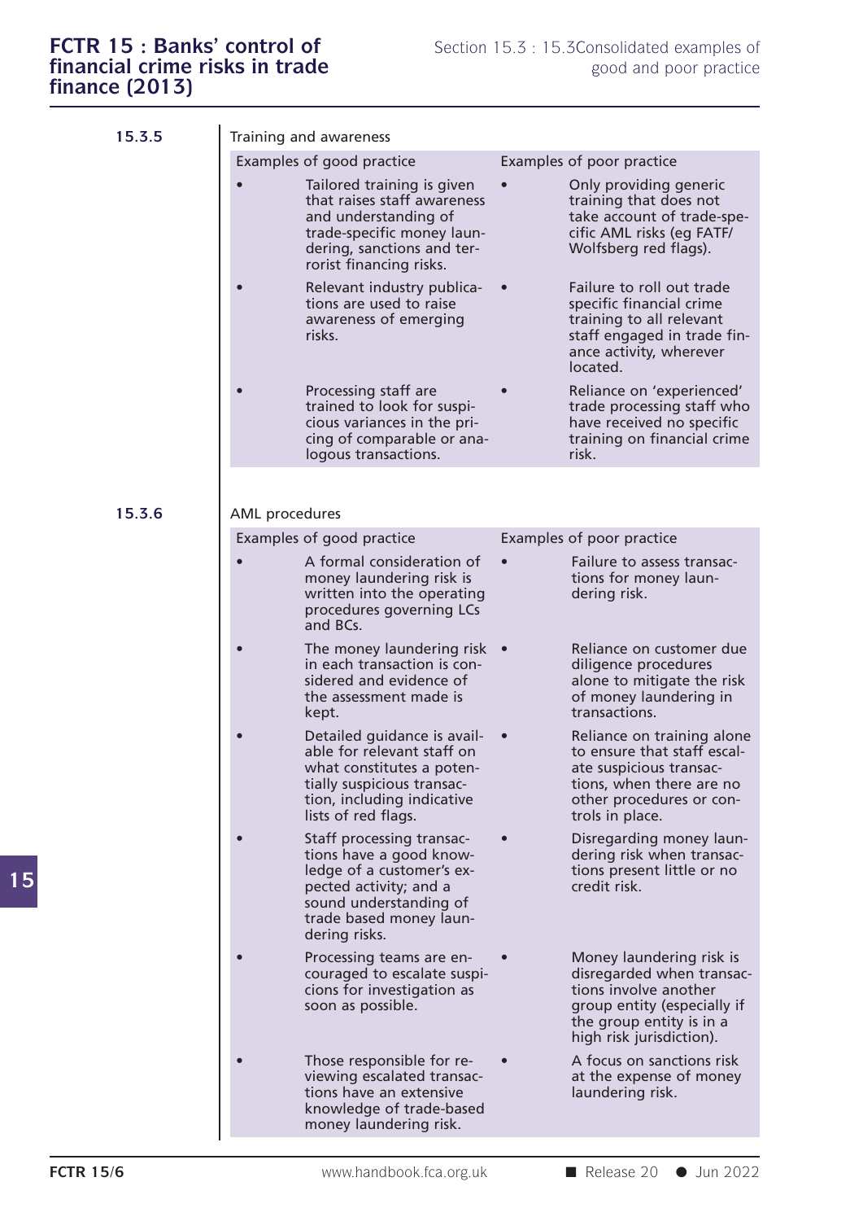**15.3.5** Training and awareness

| Examples of good practice | Examples of poor practice |
|---|---|
| • Tailored training is given that raises staff awareness and understanding of trade-specific money laundering, sanctions and terrorist financing risks. | • Only providing generic training that does not take account of trade-specific AML risks (eg FATF/ Wolfsberg red flags). |
| • Relevant industry publications are used to raise awareness of emerging risks. | • Failure to roll out trade specific financial crime training to all relevant staff engaged in trade finance activity, wherever located. |
| • Processing staff are trained to look for suspicious variances in the pricing of comparable or analogous transactions. | • Reliance on 'experienced' trade processing staff who have received no specific training on financial crime risk. |

**15.3.6** AML procedures

| Examples of good practice | Examples of poor practice |
|---|---|
| • A formal consideration of money laundering risk is written into the operating procedures governing LCs and BCs. | • Failure to assess transactions for money laundering risk. |
| • The money laundering risk in each transaction is considered and evidence of the assessment made is kept. | • Reliance on customer due diligence procedures alone to mitigate the risk of money laundering in transactions. |
| • Detailed guidance is available for relevant staff on what constitutes a potentially suspicious transaction, including indicative lists of red flags. | • Reliance on training alone to ensure that staff escalate suspicious transactions, when there are no other procedures or controls in place. |
| • Staff processing transactions have a good knowledge of a customer's expected activity; and a sound understanding of trade based money laundering risks. | • Disregarding money laundering risk when transactions present little or no credit risk. |
| • Processing teams are encouraged to escalate suspicions for investigation as soon as possible. | • Money laundering risk is disregarded when transactions involve another group entity (especially if the group entity is in a high risk jurisdiction). |
| • Those responsible for reviewing escalated transactions have an extensive knowledge of trade-based money laundering risk. | • A focus on sanctions risk at the expense of money laundering risk. |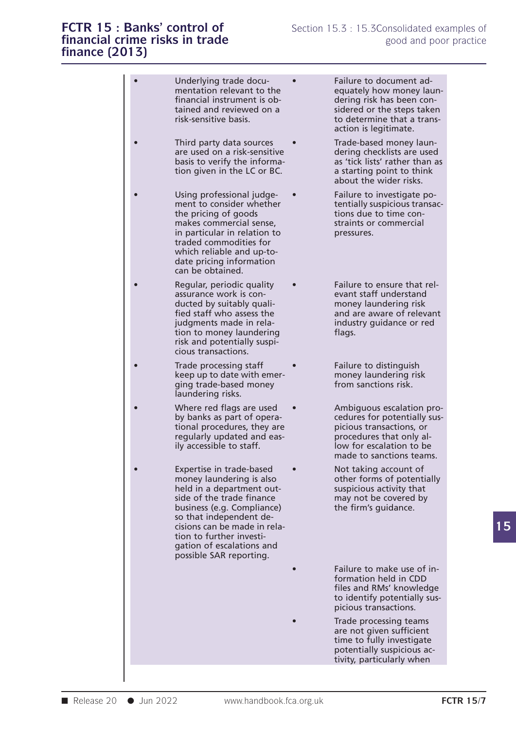| Good practice | Poor practice |
| --- | --- |
| • Underlying trade documentation relevant to the financial instrument is obtained and reviewed on a risk-sensitive basis. | • Failure to document adequately how money laundering risk has been considered or the steps taken to determine that a transaction is legitimate. |
| • Third party data sources are used on a risk-sensitive basis to verify the information given in the LC or BC. | • Trade-based money laundering checklists are used as 'tick lists' rather than as a starting point to think about the wider risks. |
| • Using professional judgement to consider whether the pricing of goods makes commercial sense, in particular in relation to traded commodities for which reliable and up-to-date pricing information can be obtained. | • Failure to investigate potentially suspicious transactions due to time constraints or commercial pressures. |
| • Regular, periodic quality assurance work is conducted by suitably qualified staff who assess the judgments made in relation to money laundering risk and potentially suspicious transactions. | • Failure to ensure that relevant staff understand money laundering risk and are aware of relevant industry guidance or red flags. |
| • Trade processing staff keep up to date with emerging trade-based money laundering risks. | • Failure to distinguish money laundering risk from sanctions risk. |
| • Where red flags are used by banks as part of operational procedures, they are regularly updated and easily accessible to staff. | • Ambiguous escalation procedures for potentially suspicious transactions, or procedures that only allow for escalation to be made to sanctions teams. |
| • Expertise in trade-based money laundering is also held in a department outside of the trade finance business (e.g. Compliance) so that independent decisions can be made in relation to further investigation of escalations and possible SAR reporting. | • Not taking account of other forms of potentially suspicious activity that may not be covered by the firm's guidance. |
| | • Failure to make use of information held in CDD files and RMs' knowledge to identify potentially suspicious transactions. |
| | • Trade processing teams are not given sufficient time to fully investigate potentially suspicious activity, particularly when |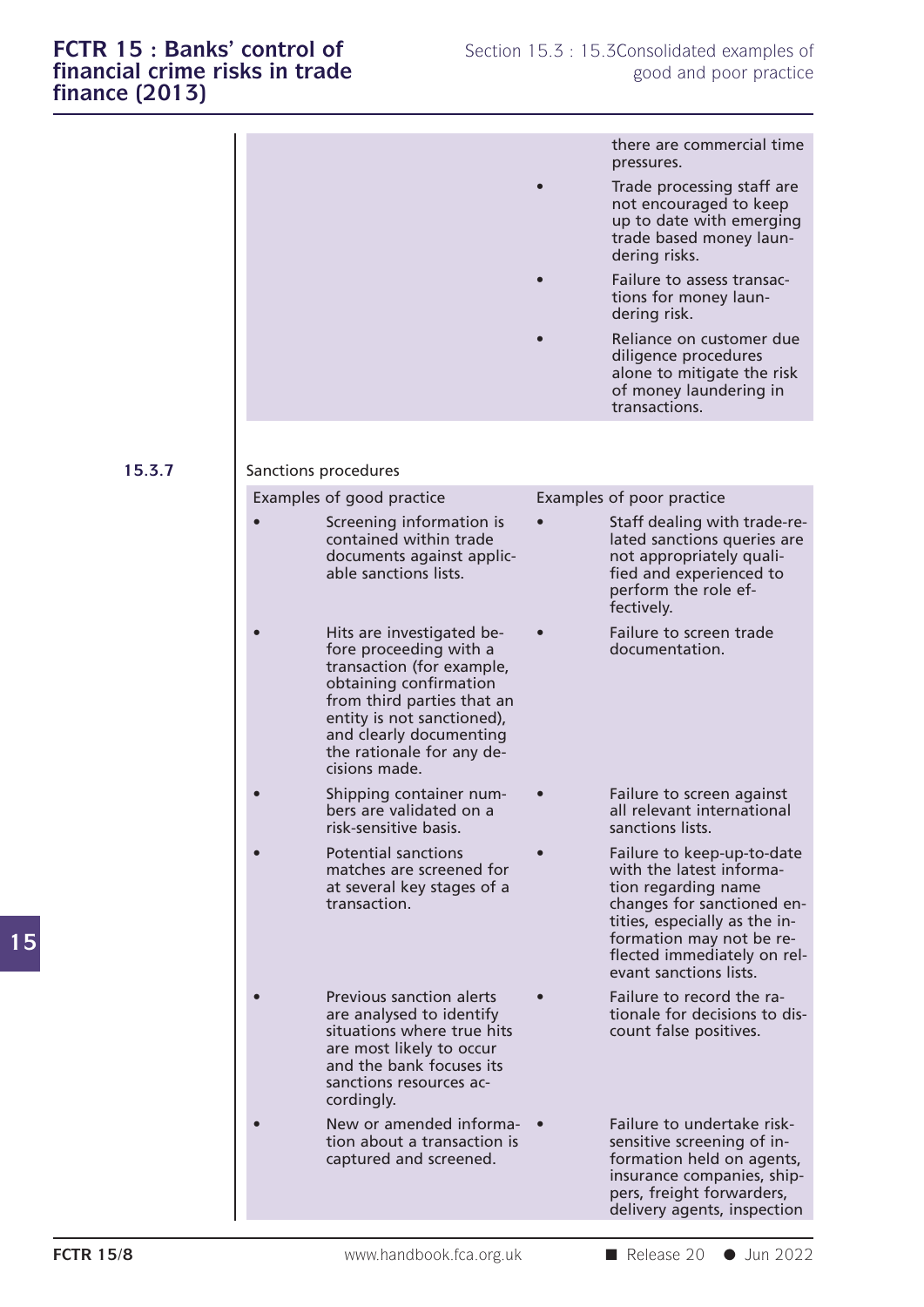| | |
|---|---|
| | there are commercial time pressures.<br>• Trade processing staff are not encouraged to keep up to date with emerging trade based money laundering risks.<br>• Failure to assess transactions for money laundering risk.<br>• Reliance on customer due diligence procedures alone to mitigate the risk of money laundering in transactions. |

**15.3.7** Sanctions procedures

| Examples of good practice | Examples of poor practice |
|---|---|
| • Screening information is contained within trade documents against applicable sanctions lists. | • Staff dealing with trade-related sanctions queries are not appropriately qualified and experienced to perform the role effectively. |
| • Hits are investigated before proceeding with a transaction (for example, obtaining confirmation from third parties that an entity is not sanctioned), and clearly documenting the rationale for any decisions made. | • Failure to screen trade documentation. |
| • Shipping container numbers are validated on a risk-sensitive basis. | • Failure to screen against all relevant international sanctions lists. |
| • Potential sanctions matches are screened for at several key stages of a transaction. | • Failure to keep-up-to-date with the latest information regarding name changes for sanctioned entities, especially as the information may not be reflected immediately on relevant sanctions lists. |
| • Previous sanction alerts are analysed to identify situations where true hits are most likely to occur and the bank focuses its sanctions resources accordingly. | • Failure to record the rationale for decisions to discount false positives. |
| • New or amended information about a transaction is captured and screened. | • Failure to undertake risk-sensitive screening of information held on agents, insurance companies, shippers, freight forwarders, delivery agents, inspection |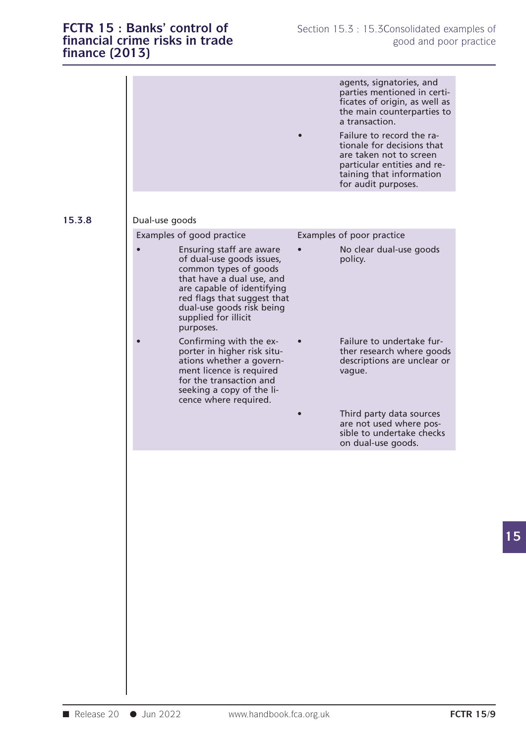| Examples of good practice | Examples of poor practice |
| --- | --- |
| | agents, signatories, and parties mentioned in certificates of origin, as well as the main counterparties to a transaction. |
| | • Failure to record the rationale for decisions that are taken not to screen particular entities and retaining that information for audit purposes. |

**15.3.8** Dual-use goods

| Examples of good practice | Examples of poor practice |
| --- | --- |
| • Ensuring staff are aware of dual-use goods issues, common types of goods that have a dual use, and are capable of identifying red flags that suggest that dual-use goods risk being supplied for illicit purposes. | • No clear dual-use goods policy. |
| • Confirming with the exporter in higher risk situations whether a government licence is required for the transaction and seeking a copy of the licence where required. | • Failure to undertake further research where goods descriptions are unclear or vague. |
| | • Third party data sources are not used where possible to undertake checks on dual-use goods. |